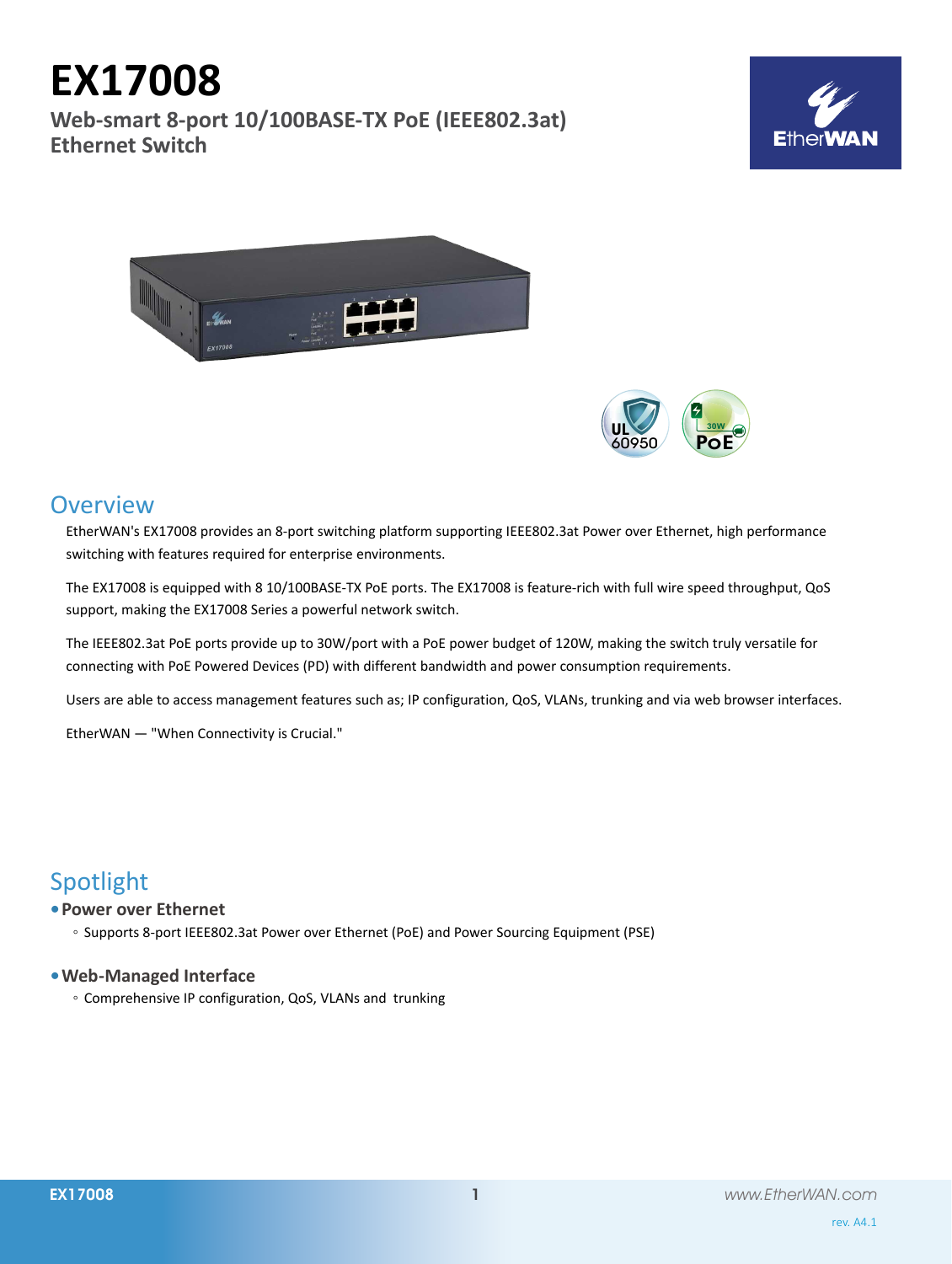# EX17008

**Web-smart 8-port 10/100BASE-TX PoE (IEEE802.3at) Ethernet Switch**

## Overview

EtherWAN's EX17008 provides an 8-port switching platform supporting IEEE802.3at Power over Ethernet, high performance switching with features required for enterprise environments.

The EX17008 is equipped with 8 10/100BASE-TX PoE ports. The EX17008 is feature-rich with full wire speed throughput, QoS support, making the EX17008 Series a powerful network switch.

The IEEE802.3at PoE ports provide up to 30W/port with a PoE power budget of 120W, making the switch truly versatile for connecting with PoE Powered Devices (PD) with different bandwidth and power consumption requirements.

Users are able to access management features such as; IP configuration, QoS, VLANs, trunking and via web browser interfaces.

EtherWAN — "When Connectivity is Crucial."

## Spotlight

- **Power over Ethernet**
  - Supports 8-port IEEE802.3at Power over Ethernet (PoE) and Power Sourcing Equipment (PSE)
- **Web-Managed Interface**
  - Comprehensive IP configuration, QoS, VLANs and trunking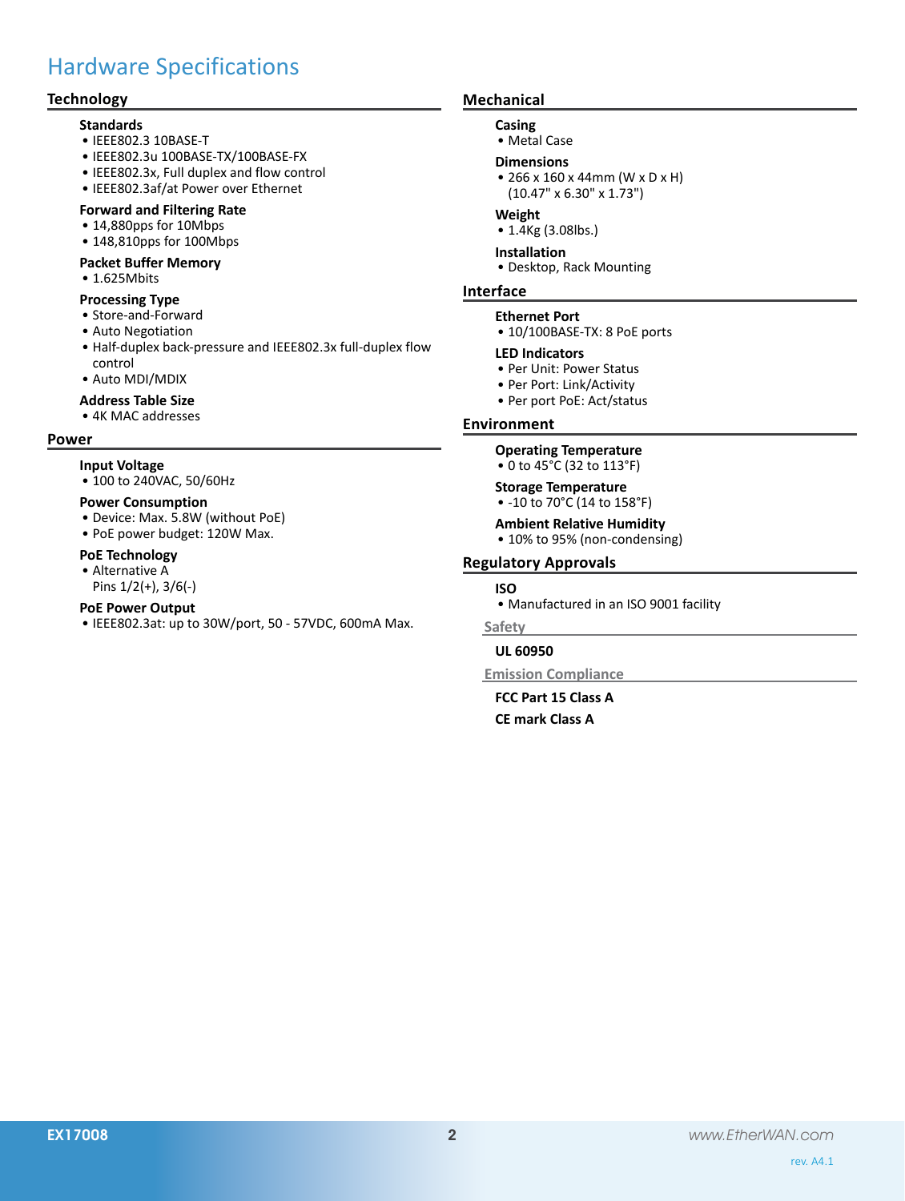# Hardware Specifications

## Technology

### Standards

- IEEE802.3 10BASE-T
- IEEE802.3u 100BASE-TX/100BASE-FX
- IEEE802.3x, Full duplex and flow control
- IEEE802.3af/at Power over Ethernet

### Forward and Filtering Rate

- 14,880pps for 10Mbps
- 148,810pps for 100Mbps

### Packet Buffer Memory

- 1.625Mbits

### Processing Type

- Store-and-Forward
- Auto Negotiation
- Half-duplex back-pressure and IEEE802.3x full-duplex flow control
- Auto MDI/MDIX

### Address Table Size

- 4K MAC addresses

## Power

### Input Voltage

- 100 to 240VAC, 50/60Hz

### Power Consumption

- Device: Max. 5.8W (without PoE)
- PoE power budget: 120W Max.

### PoE Technology

- Alternative A
  Pins 1/2(+), 3/6(-)

### PoE Power Output

- IEEE802.3at: up to 30W/port, 50 - 57VDC, 600mA Max.

## Mechanical

### Casing

- Metal Case

### Dimensions

- 266 x 160 x 44mm (W x D x H)
  (10.47" x 6.30" x 1.73")

### Weight

- 1.4Kg (3.08lbs.)

### Installation

- Desktop, Rack Mounting

## Interface

### Ethernet Port

- 10/100BASE-TX: 8 PoE ports

### LED Indicators

- Per Unit: Power Status
- Per Port: Link/Activity
- Per port PoE: Act/status

## Environment

### Operating Temperature

- 0 to 45°C (32 to 113°F)

### Storage Temperature

- -10 to 70°C (14 to 158°F)

### Ambient Relative Humidity

- 10% to 95% (non-condensing)

## Regulatory Approvals

### ISO

- Manufactured in an ISO 9001 facility

### Safety

**UL 60950**

### Emission Compliance

**FCC Part 15 Class A**

**CE mark Class A**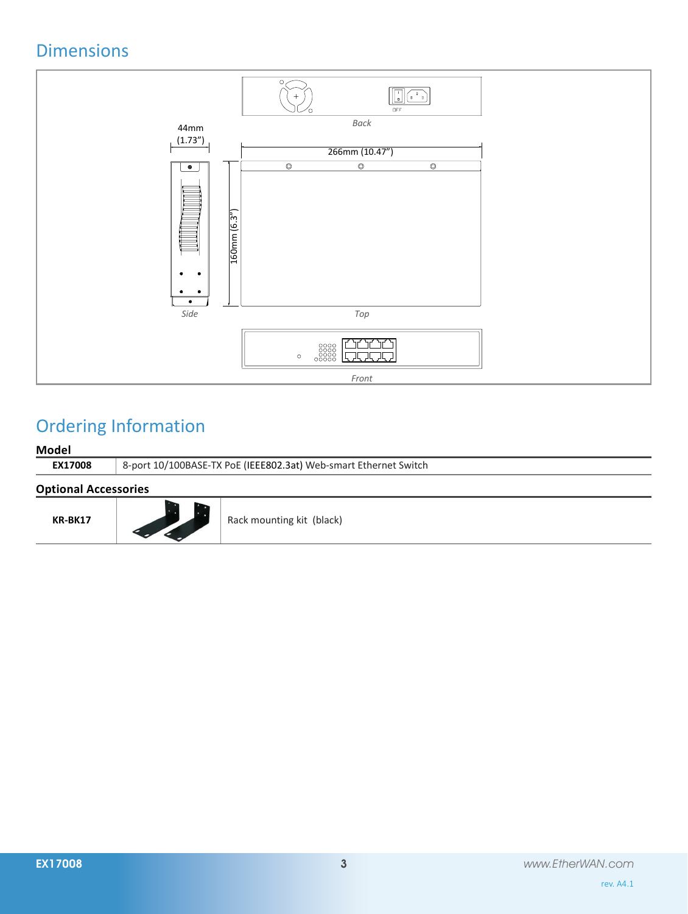## Dimensions

Back

44mm
(1.73")

266mm (10.47")

160mm (6.3")

Side

Top

Front

## Ordering Information

**Model**

| | |
|---|---|
| **EX17008** | 8-port 10/100BASE-TX PoE (IEEE802.3at) Web-smart Ethernet Switch |

**Optional Accessories**

| | | |
|---|---|---|
| **KR-BK17** | | Rack mounting kit (black) |